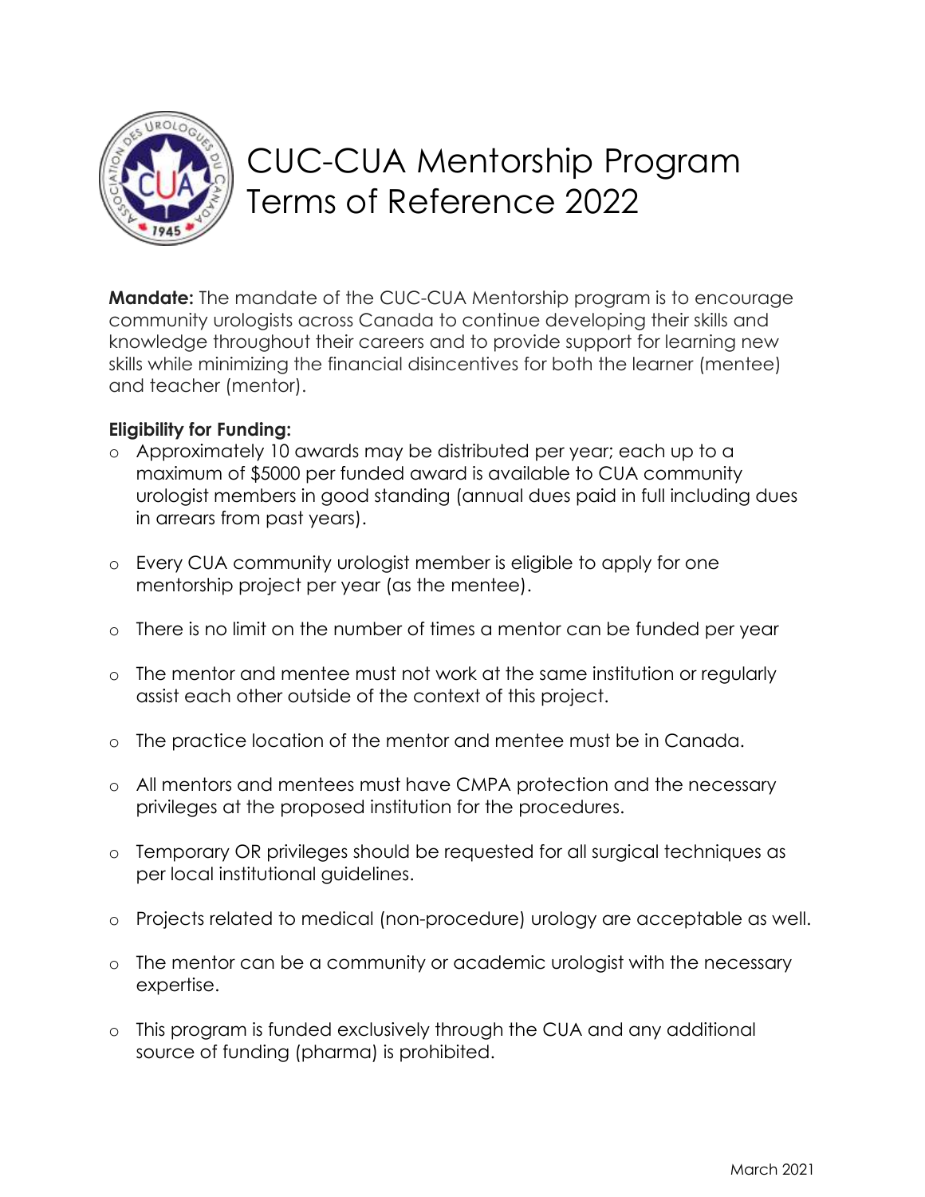# CUC-CUA Mentorship Program Terms of Reference 2022

**Mandate:** The mandate of the CUC-CUA Mentorship program is to encourage community urologists across Canada to continue developing their skills and knowledge throughout their careers and to provide support for learning new skills while minimizing the financial disincentives for both the learner (mentee) and teacher (mentor).

**Eligibility for Funding:**

- Approximately 10 awards may be distributed per year; each up to a maximum of $5000 per funded award is available to CUA community urologist members in good standing (annual dues paid in full including dues in arrears from past years).
- Every CUA community urologist member is eligible to apply for one mentorship project per year (as the mentee).
- There is no limit on the number of times a mentor can be funded per year
- The mentor and mentee must not work at the same institution or regularly assist each other outside of the context of this project.
- The practice location of the mentor and mentee must be in Canada.
- All mentors and mentees must have CMPA protection and the necessary privileges at the proposed institution for the procedures.
- Temporary OR privileges should be requested for all surgical techniques as per local institutional guidelines.
- Projects related to medical (non-procedure) urology are acceptable as well.
- The mentor can be a community or academic urologist with the necessary expertise.
- This program is funded exclusively through the CUA and any additional source of funding (pharma) is prohibited.

March 2021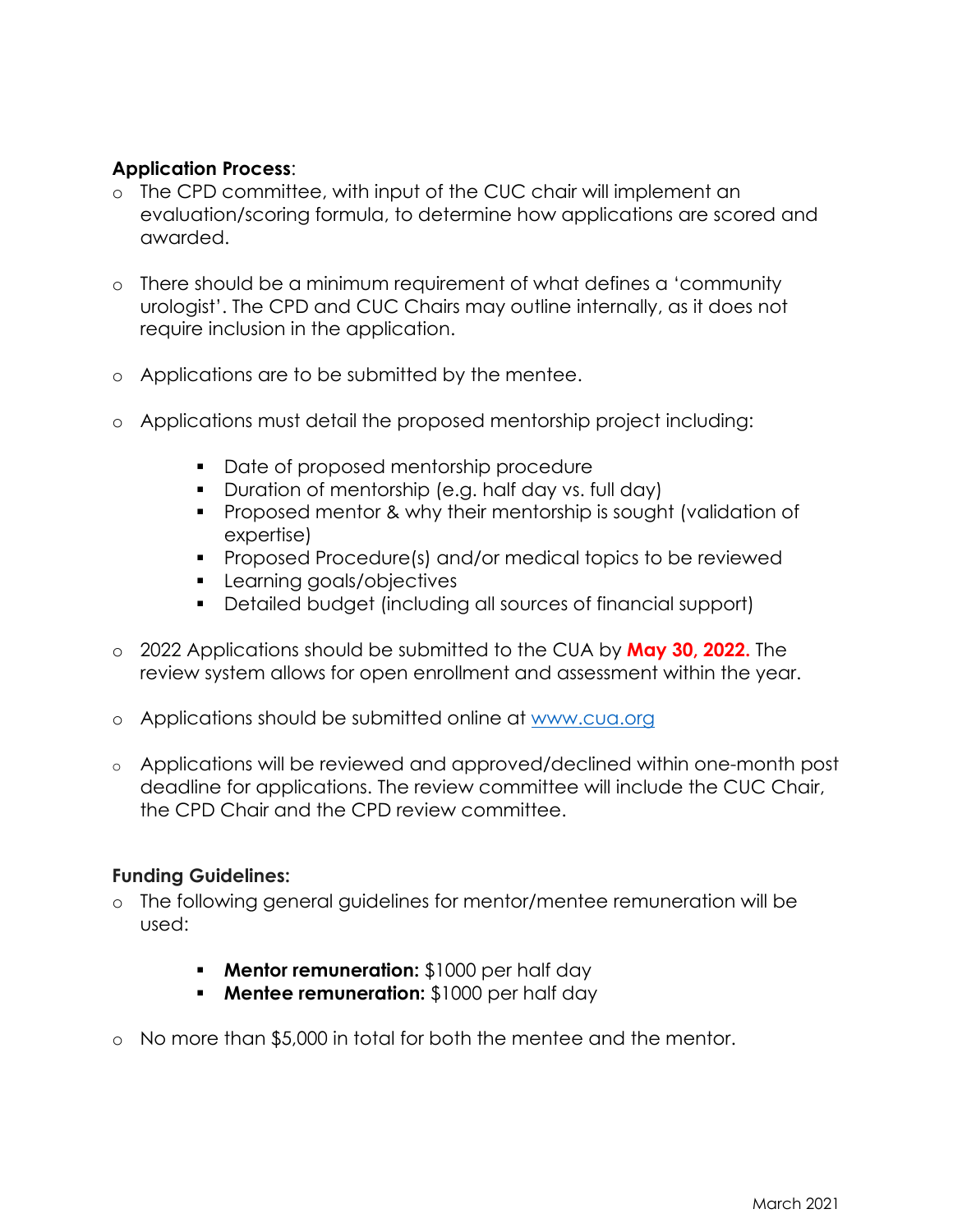**Application Process**:

- The CPD committee, with input of the CUC chair will implement an evaluation/scoring formula, to determine how applications are scored and awarded.

- There should be a minimum requirement of what defines a 'community urologist'. The CPD and CUC Chairs may outline internally, as it does not require inclusion in the application.

- Applications are to be submitted by the mentee.

- Applications must detail the proposed mentorship project including:

    - Date of proposed mentorship procedure
    - Duration of mentorship (e.g. half day vs. full day)
    - Proposed mentor & why their mentorship is sought (validation of expertise)
    - Proposed Procedure(s) and/or medical topics to be reviewed
    - Learning goals/objectives
    - Detailed budget (including all sources of financial support)

- 2022 Applications should be submitted to the CUA by **May 30, 2022.** The review system allows for open enrollment and assessment within the year.

- Applications should be submitted online at [www.cua.org](http://www.cua.org)

- Applications will be reviewed and approved/declined within one-month post deadline for applications. The review committee will include the CUC Chair, the CPD Chair and the CPD review committee.

**Funding Guidelines:**

- The following general guidelines for mentor/mentee remuneration will be used:

    - **Mentor remuneration:** $1000 per half day
    - **Mentee remuneration:** $1000 per half day

- No more than $5,000 in total for both the mentee and the mentor.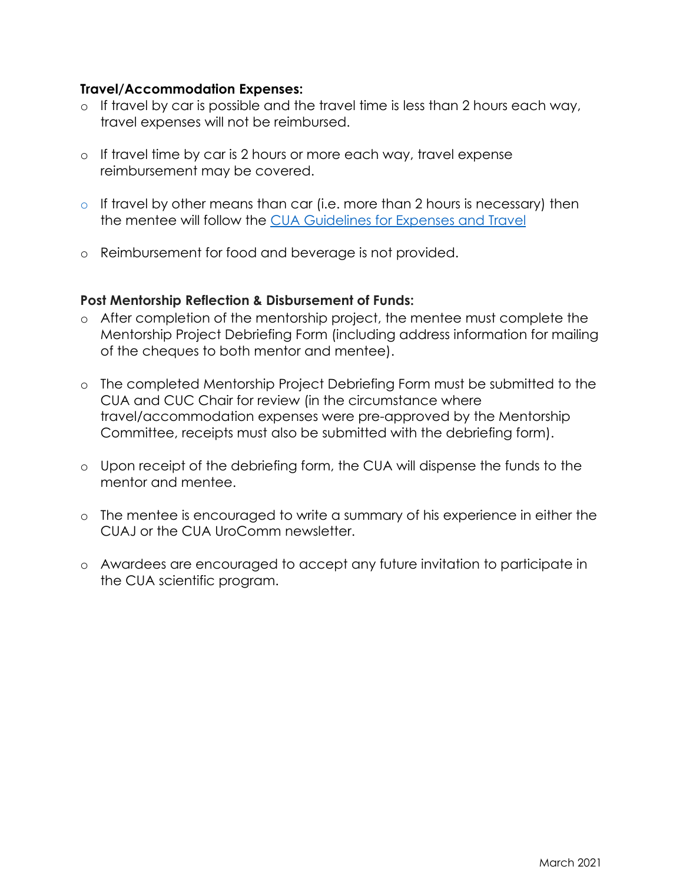**Travel/Accommodation Expenses:**

- If travel by car is possible and the travel time is less than 2 hours each way, travel expenses will not be reimbursed.
- If travel time by car is 2 hours or more each way, travel expense reimbursement may be covered.
- If travel by other means than car (i.e. more than 2 hours is necessary) then the mentee will follow the CUA Guidelines for Expenses and Travel
- Reimbursement for food and beverage is not provided.

**Post Mentorship Reflection & Disbursement of Funds:**

- After completion of the mentorship project, the mentee must complete the Mentorship Project Debriefing Form (including address information for mailing of the cheques to both mentor and mentee).
- The completed Mentorship Project Debriefing Form must be submitted to the CUA and CUC Chair for review (in the circumstance where travel/accommodation expenses were pre-approved by the Mentorship Committee, receipts must also be submitted with the debriefing form).
- Upon receipt of the debriefing form, the CUA will dispense the funds to the mentor and mentee.
- The mentee is encouraged to write a summary of his experience in either the CUAJ or the CUA UroComm newsletter.
- Awardees are encouraged to accept any future invitation to participate in the CUA scientific program.

March 2021